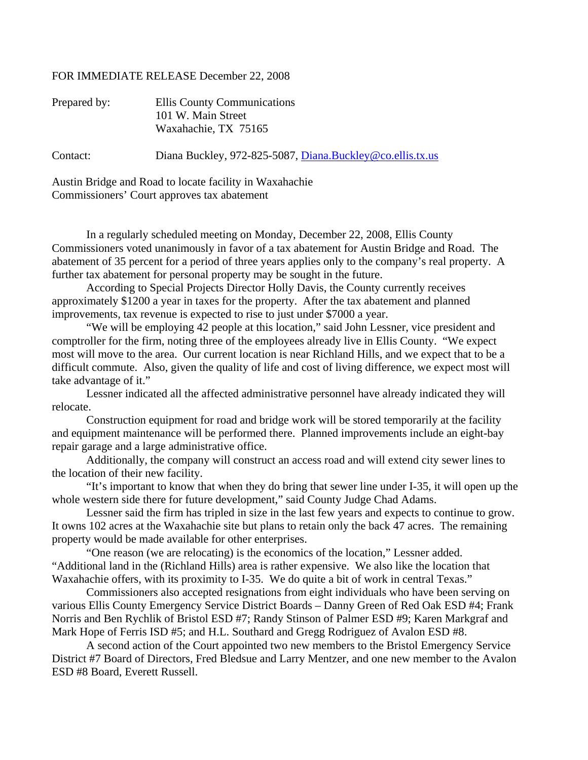FOR IMMEDIATE RELEASE December 22, 2008

Prepared by: Ellis County Communications
101 W. Main Street
Waxahachie, TX 75165

Contact: Diana Buckley, 972-825-5087, Diana.Buckley@co.ellis.tx.us

Austin Bridge and Road to locate facility in Waxahachie
Commissioners' Court approves tax abatement

In a regularly scheduled meeting on Monday, December 22, 2008, Ellis County Commissioners voted unanimously in favor of a tax abatement for Austin Bridge and Road. The abatement of 35 percent for a period of three years applies only to the company's real property. A further tax abatement for personal property may be sought in the future.

According to Special Projects Director Holly Davis, the County currently receives approximately $1200 a year in taxes for the property. After the tax abatement and planned improvements, tax revenue is expected to rise to just under $7000 a year.

"We will be employing 42 people at this location," said John Lessner, vice president and comptroller for the firm, noting three of the employees already live in Ellis County. "We expect most will move to the area. Our current location is near Richland Hills, and we expect that to be a difficult commute. Also, given the quality of life and cost of living difference, we expect most will take advantage of it."

Lessner indicated all the affected administrative personnel have already indicated they will relocate.

Construction equipment for road and bridge work will be stored temporarily at the facility and equipment maintenance will be performed there. Planned improvements include an eight-bay repair garage and a large administrative office.

Additionally, the company will construct an access road and will extend city sewer lines to the location of their new facility.

"It's important to know that when they do bring that sewer line under I-35, it will open up the whole western side there for future development," said County Judge Chad Adams.

Lessner said the firm has tripled in size in the last few years and expects to continue to grow. It owns 102 acres at the Waxahachie site but plans to retain only the back 47 acres. The remaining property would be made available for other enterprises.

"One reason (we are relocating) is the economics of the location," Lessner added. "Additional land in the (Richland Hills) area is rather expensive. We also like the location that Waxahachie offers, with its proximity to I-35. We do quite a bit of work in central Texas."

Commissioners also accepted resignations from eight individuals who have been serving on various Ellis County Emergency Service District Boards – Danny Green of Red Oak ESD #4; Frank Norris and Ben Rychlik of Bristol ESD #7; Randy Stinson of Palmer ESD #9; Karen Markgraf and Mark Hope of Ferris ISD #5; and H.L. Southard and Gregg Rodriguez of Avalon ESD #8.

A second action of the Court appointed two new members to the Bristol Emergency Service District #7 Board of Directors, Fred Bledsue and Larry Mentzer, and one new member to the Avalon ESD #8 Board, Everett Russell.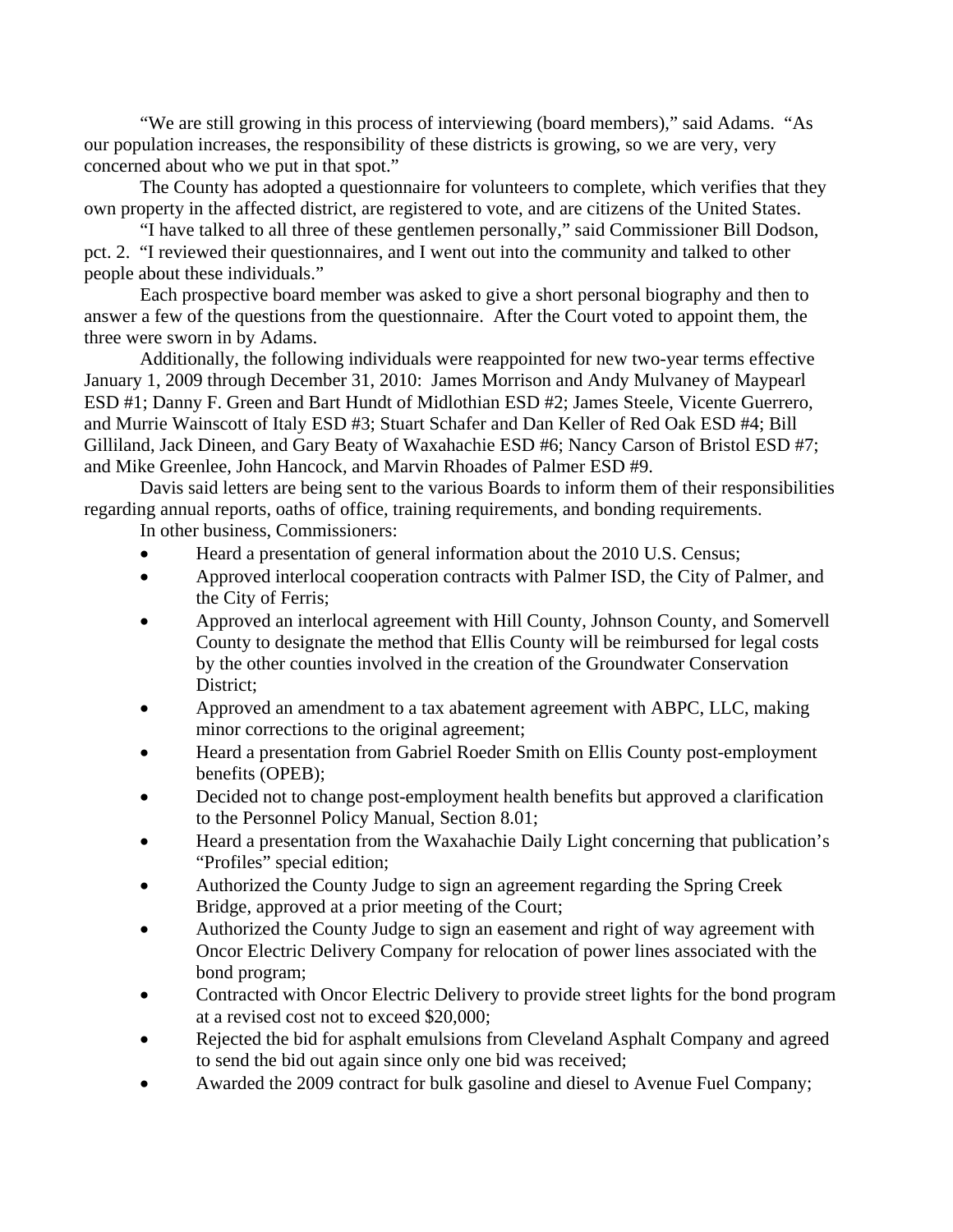"We are still growing in this process of interviewing (board members)," said Adams. "As our population increases, the responsibility of these districts is growing, so we are very, very concerned about who we put in that spot."

The County has adopted a questionnaire for volunteers to complete, which verifies that they own property in the affected district, are registered to vote, and are citizens of the United States.

"I have talked to all three of these gentlemen personally," said Commissioner Bill Dodson, pct. 2. "I reviewed their questionnaires, and I went out into the community and talked to other people about these individuals."

Each prospective board member was asked to give a short personal biography and then to answer a few of the questions from the questionnaire. After the Court voted to appoint them, the three were sworn in by Adams.

Additionally, the following individuals were reappointed for new two-year terms effective January 1, 2009 through December 31, 2010: James Morrison and Andy Mulvaney of Maypearl ESD #1; Danny F. Green and Bart Hundt of Midlothian ESD #2; James Steele, Vicente Guerrero, and Murrie Wainscott of Italy ESD #3; Stuart Schafer and Dan Keller of Red Oak ESD #4; Bill Gilliland, Jack Dineen, and Gary Beaty of Waxahachie ESD #6; Nancy Carson of Bristol ESD #7; and Mike Greenlee, John Hancock, and Marvin Rhoades of Palmer ESD #9.

Davis said letters are being sent to the various Boards to inform them of their responsibilities regarding annual reports, oaths of office, training requirements, and bonding requirements.

In other business, Commissioners:

- Heard a presentation of general information about the 2010 U.S. Census;
- Approved interlocal cooperation contracts with Palmer ISD, the City of Palmer, and the City of Ferris;
- Approved an interlocal agreement with Hill County, Johnson County, and Somervell County to designate the method that Ellis County will be reimbursed for legal costs by the other counties involved in the creation of the Groundwater Conservation District;
- Approved an amendment to a tax abatement agreement with ABPC, LLC, making minor corrections to the original agreement;
- Heard a presentation from Gabriel Roeder Smith on Ellis County post-employment benefits (OPEB);
- Decided not to change post-employment health benefits but approved a clarification to the Personnel Policy Manual, Section 8.01;
- Heard a presentation from the Waxahachie Daily Light concerning that publication's "Profiles" special edition;
- Authorized the County Judge to sign an agreement regarding the Spring Creek Bridge, approved at a prior meeting of the Court;
- Authorized the County Judge to sign an easement and right of way agreement with Oncor Electric Delivery Company for relocation of power lines associated with the bond program;
- Contracted with Oncor Electric Delivery to provide street lights for the bond program at a revised cost not to exceed $20,000;
- Rejected the bid for asphalt emulsions from Cleveland Asphalt Company and agreed to send the bid out again since only one bid was received;
- Awarded the 2009 contract for bulk gasoline and diesel to Avenue Fuel Company;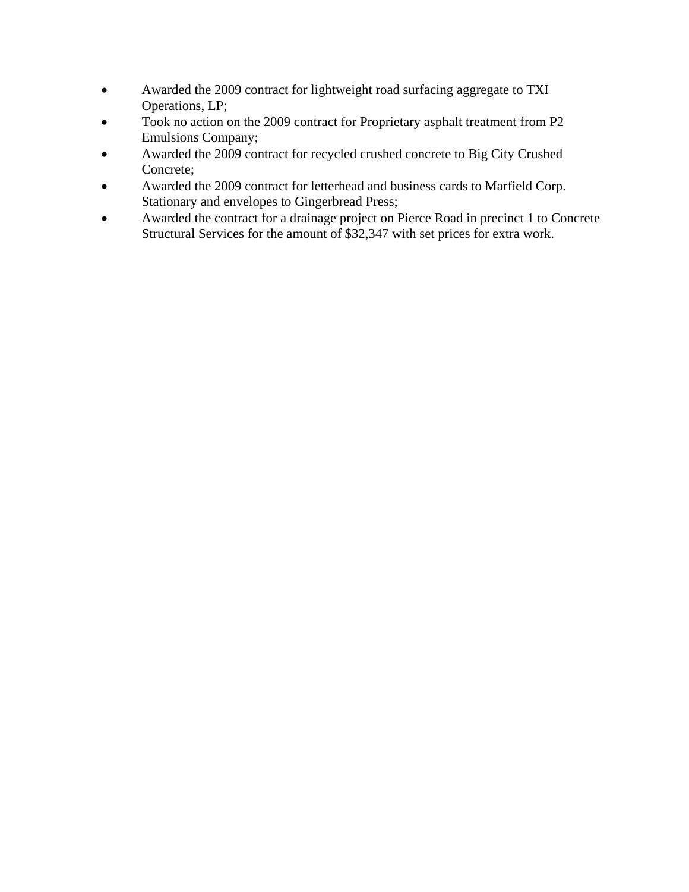- Awarded the 2009 contract for lightweight road surfacing aggregate to TXI Operations, LP;
- Took no action on the 2009 contract for Proprietary asphalt treatment from P2 Emulsions Company;
- Awarded the 2009 contract for recycled crushed concrete to Big City Crushed Concrete;
- Awarded the 2009 contract for letterhead and business cards to Marfield Corp. Stationary and envelopes to Gingerbread Press;
- Awarded the contract for a drainage project on Pierce Road in precinct 1 to Concrete Structural Services for the amount of $32,347 with set prices for extra work.